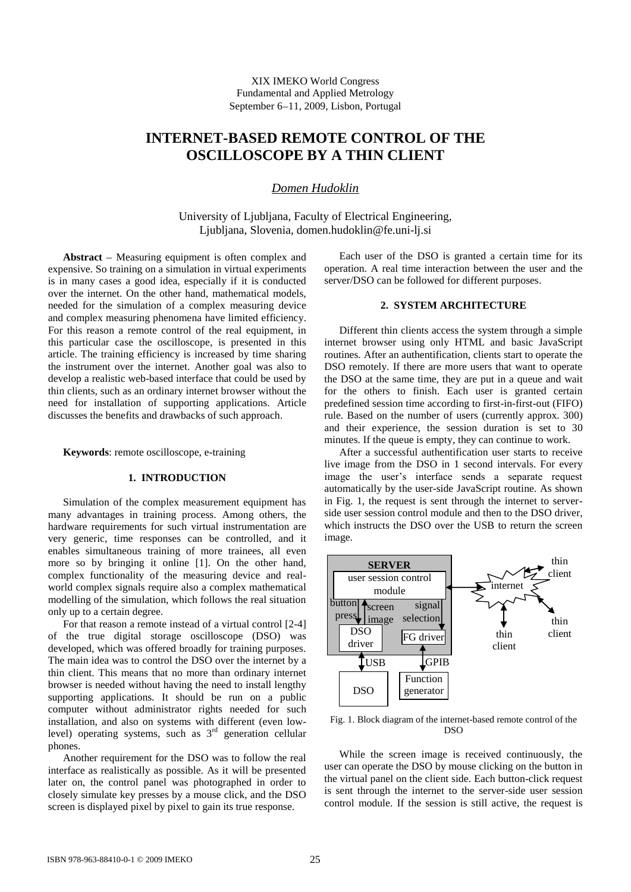XIX IMEKO World Congress
Fundamental and Applied Metrology
September 6–11, 2009, Lisbon, Portugal

# INTERNET-BASED REMOTE CONTROL OF THE OSCILLOSCOPE BY A THIN CLIENT

*Domen Hudoklin*

University of Ljubljana, Faculty of Electrical Engineering,
Ljubljana, Slovenia, domen.hudoklin@fe.uni-lj.si

**Abstract** – Measuring equipment is often complex and expensive. So training on a simulation in virtual experiments is in many cases a good idea, especially if it is conducted over the internet. On the other hand, mathematical models, needed for the simulation of a complex measuring device and complex measuring phenomena have limited efficiency. For this reason a remote control of the real equipment, in this particular case the oscilloscope, is presented in this article. The training efficiency is increased by time sharing the instrument over the internet. Another goal was also to develop a realistic web-based interface that could be used by thin clients, such as an ordinary internet browser without the need for installation of supporting applications. Article discusses the benefits and drawbacks of such approach.

**Keywords**: remote oscilloscope, e-training

## 1. INTRODUCTION

Simulation of the complex measurement equipment has many advantages in training process. Among others, the hardware requirements for such virtual instrumentation are very generic, time responses can be controlled, and it enables simultaneous training of more trainees, all even more so by bringing it online [1]. On the other hand, complex functionality of the measuring device and real-world complex signals require also a complex mathematical modelling of the simulation, which follows the real situation only up to a certain degree.

For that reason a remote instead of a virtual control [2-4] of the true digital storage oscilloscope (DSO) was developed, which was offered broadly for training purposes. The main idea was to control the DSO over the internet by a thin client. This means that no more than ordinary internet browser is needed without having the need to install lengthy supporting applications. It should be run on a public computer without administrator rights needed for such installation, and also on systems with different (even low-level) operating systems, such as 3rd generation cellular phones.

Another requirement for the DSO was to follow the real interface as realistically as possible. As it will be presented later on, the control panel was photographed in order to closely simulate key presses by a mouse click, and the DSO screen is displayed pixel by pixel to gain its true response.

Each user of the DSO is granted a certain time for its operation. A real time interaction between the user and the server/DSO can be followed for different purposes.

## 2. SYSTEM ARCHITECTURE

Different thin clients access the system through a simple internet browser using only HTML and basic JavaScript routines. After an authentification, clients start to operate the DSO remotely. If there are more users that want to operate the DSO at the same time, they are put in a queue and wait for the others to finish. Each user is granted certain predefined session time according to first-in-first-out (FIFO) rule. Based on the number of users (currently approx. 300) and their experience, the session duration is set to 30 minutes. If the queue is empty, they can continue to work.

After a successful authentification user starts to receive live image from the DSO in 1 second intervals. For every image the user's interface sends a separate request automatically by the user-side JavaScript routine. As shown in Fig. 1, the request is sent through the internet to server-side user session control module and then to the DSO driver, which instructs the DSO over the USB to return the screen image.

Fig. 1. Block diagram of the internet-based remote control of the DSO

While the screen image is received continuously, the user can operate the DSO by mouse clicking on the button in the virtual panel on the client side. Each button-click request is sent through the internet to the server-side user session control module. If the session is still active, the request is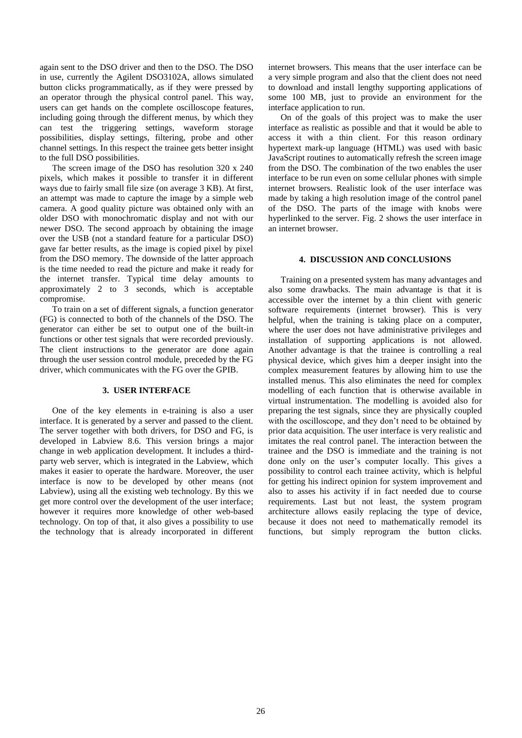again sent to the DSO driver and then to the DSO. The DSO in use, currently the Agilent DSO3102A, allows simulated button clicks programmatically, as if they were pressed by an operator through the physical control panel. This way, users can get hands on the complete oscilloscope features, including going through the different menus, by which they can test the triggering settings, waveform storage possibilities, display settings, filtering, probe and other channel settings. In this respect the trainee gets better insight to the full DSO possibilities.

The screen image of the DSO has resolution 320 x 240 pixels, which makes it possible to transfer it in different ways due to fairly small file size (on average 3 KB). At first, an attempt was made to capture the image by a simple web camera. A good quality picture was obtained only with an older DSO with monochromatic display and not with our newer DSO. The second approach by obtaining the image over the USB (not a standard feature for a particular DSO) gave far better results, as the image is copied pixel by pixel from the DSO memory. The downside of the latter approach is the time needed to read the picture and make it ready for the internet transfer. Typical time delay amounts to approximately 2 to 3 seconds, which is acceptable compromise.

To train on a set of different signals, a function generator (FG) is connected to both of the channels of the DSO. The generator can either be set to output one of the built-in functions or other test signals that were recorded previously. The client instructions to the generator are done again through the user session control module, preceded by the FG driver, which communicates with the FG over the GPIB.

## 3. USER INTERFACE

One of the key elements in e-training is also a user interface. It is generated by a server and passed to the client. The server together with both drivers, for DSO and FG, is developed in Labview 8.6. This version brings a major change in web application development. It includes a third-party web server, which is integrated in the Labview, which makes it easier to operate the hardware. Moreover, the user interface is now to be developed by other means (not Labview), using all the existing web technology. By this we get more control over the development of the user interface; however it requires more knowledge of other web-based technology. On top of that, it also gives a possibility to use the technology that is already incorporated in different internet browsers. This means that the user interface can be a very simple program and also that the client does not need to download and install lengthy supporting applications of some 100 MB, just to provide an environment for the interface application to run.

On of the goals of this project was to make the user interface as realistic as possible and that it would be able to access it with a thin client. For this reason ordinary hypertext mark-up language (HTML) was used with basic JavaScript routines to automatically refresh the screen image from the DSO. The combination of the two enables the user interface to be run even on some cellular phones with simple internet browsers. Realistic look of the user interface was made by taking a high resolution image of the control panel of the DSO. The parts of the image with knobs were hyperlinked to the server. Fig. 2 shows the user interface in an internet browser.

## 4. DISCUSSION AND CONCLUSIONS

Training on a presented system has many advantages and also some drawbacks. The main advantage is that it is accessible over the internet by a thin client with generic software requirements (internet browser). This is very helpful, when the training is taking place on a computer, where the user does not have administrative privileges and installation of supporting applications is not allowed. Another advantage is that the trainee is controlling a real physical device, which gives him a deeper insight into the complex measurement features by allowing him to use the installed menus. This also eliminates the need for complex modelling of each function that is otherwise available in virtual instrumentation. The modelling is avoided also for preparing the test signals, since they are physically coupled with the oscilloscope, and they don't need to be obtained by prior data acquisition. The user interface is very realistic and imitates the real control panel. The interaction between the trainee and the DSO is immediate and the training is not done only on the user's computer locally. This gives a possibility to control each trainee activity, which is helpful for getting his indirect opinion for system improvement and also to asses his activity if in fact needed due to course requirements. Last but not least, the system program architecture allows easily replacing the type of device, because it does not need to mathematically remodel its functions, but simply reprogram the button clicks.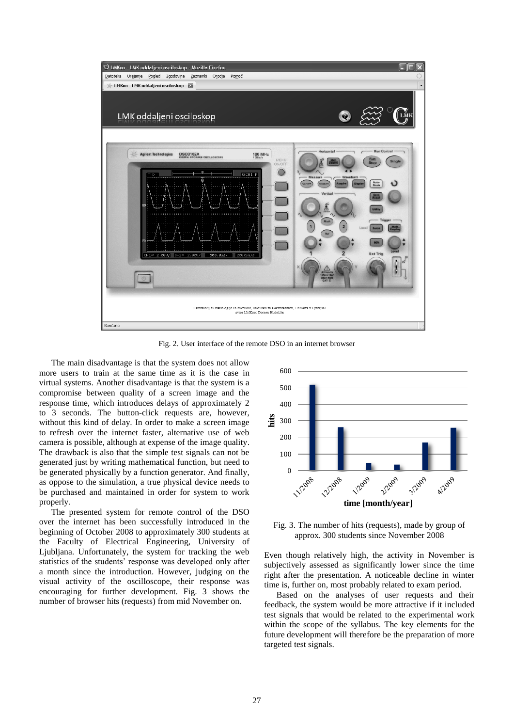Fig. 2. User interface of the remote DSO in an internet browser

The main disadvantage is that the system does not allow more users to train at the same time as it is the case in virtual systems. Another disadvantage is that the system is a compromise between quality of a screen image and the response time, which introduces delays of approximately 2 to 3 seconds. The button-click requests are, however, without this kind of delay. In order to make a screen image to refresh over the internet faster, alternative use of web camera is possible, although at expense of the image quality. The drawback is also that the simple test signals can not be generated just by writing mathematical function, but need to be generated physically by a function generator. And finally, as oppose to the simulation, a true physical device needs to be purchased and maintained in order for system to work properly.

The presented system for remote control of the DSO over the internet has been successfully introduced in the beginning of October 2008 to approximately 300 students at the Faculty of Electrical Engineering, University of Ljubljana. Unfortunately, the system for tracking the web statistics of the students' response was developed only after a month since the introduction. However, judging on the visual activity of the oscilloscope, their response was encouraging for further development. Fig. 3 shows the number of browser hits (requests) from mid November on.

Fig. 3. The number of hits (requests), made by group of approx. 300 students since November 2008

Even though relatively high, the activity in November is subjectively assessed as significantly lower since the time right after the presentation. A noticeable decline in winter time is, further on, most probably related to exam period.

Based on the analyses of user requests and their feedback, the system would be more attractive if it included test signals that would be related to the experimental work within the scope of the syllabus. The key elements for the future development will therefore be the preparation of more targeted test signals.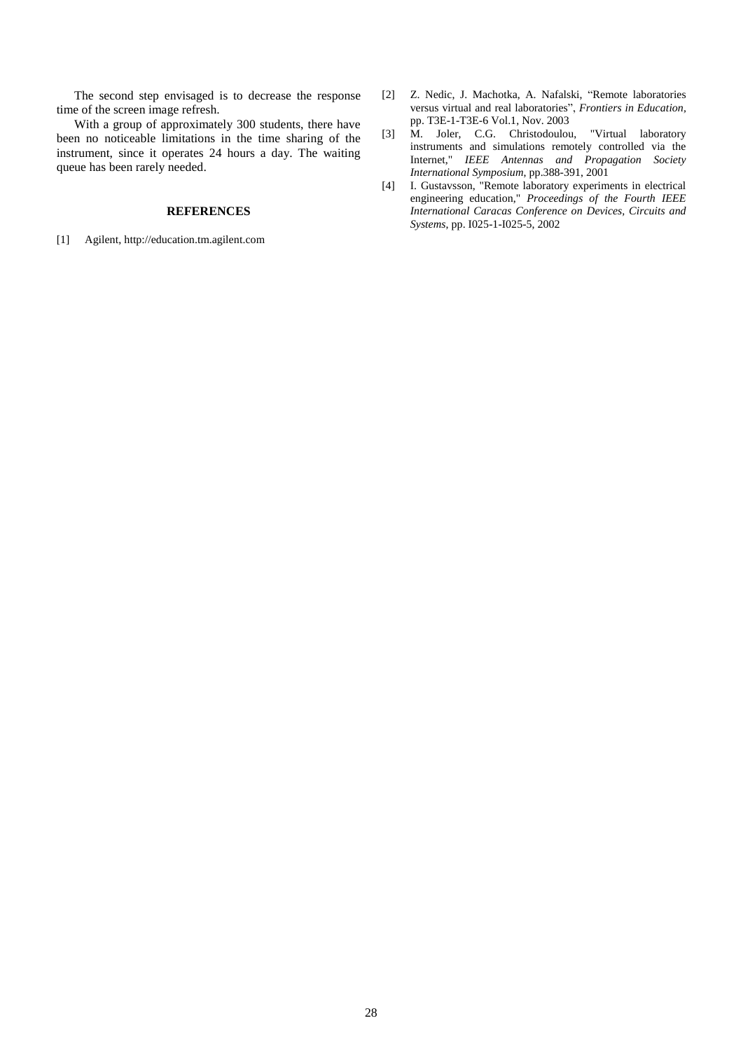The second step envisaged is to decrease the response time of the screen image refresh.

With a group of approximately 300 students, there have been no noticeable limitations in the time sharing of the instrument, since it operates 24 hours a day. The waiting queue has been rarely needed.

## REFERENCES

[1] Agilent, http://education.tm.agilent.com

[2] Z. Nedic, J. Machotka, A. Nafalski, "Remote laboratories versus virtual and real laboratories", *Frontiers in Education*, pp. T3E-1-T3E-6 Vol.1, Nov. 2003

[3] M. Joler, C.G. Christodoulou, "Virtual laboratory instruments and simulations remotely controlled via the Internet," *IEEE Antennas and Propagation Society International Symposium*, pp.388-391, 2001

[4] I. Gustavsson, "Remote laboratory experiments in electrical engineering education," *Proceedings of the Fourth IEEE International Caracas Conference on Devices, Circuits and Systems*, pp. I025-1-I025-5, 2002